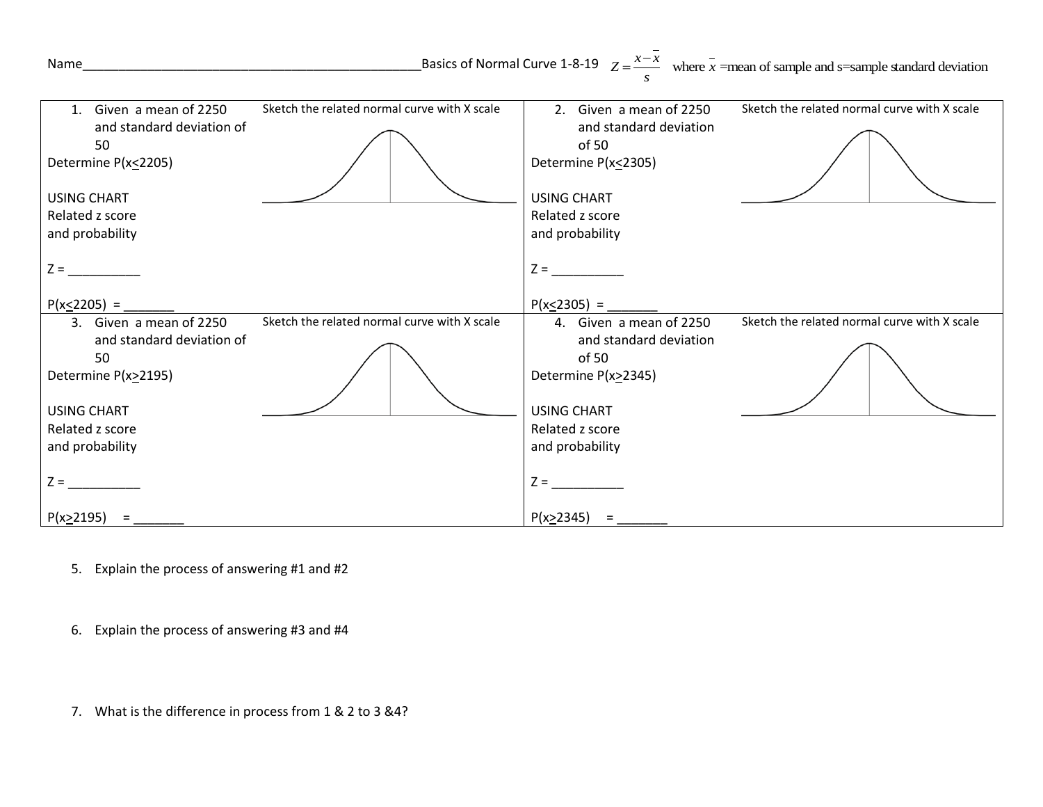Name_______________________________________________ Basics of Normal Curve 1-8-19 $Z = \frac{x - \bar{x}}{s}$ where $\bar{x}$ =mean of sample and s=sample standard deviation

| | |
|---|---|
| 1. Given a mean of 2250 and standard deviation of 50<br>Determine $P(x \leq 2205)$<br><br>USING CHART<br>Related z score and probability<br><br>Z = __________<br><br>$P(x \leq 2205)$ = _______<br><br>Sketch the related normal curve with X scale | 2. Given a mean of 2250 and standard deviation of 50<br>Determine $P(x \leq 2305)$<br><br>USING CHART<br>Related z score and probability<br><br>Z = __________<br><br>$P(x \leq 2305)$ = _______<br><br>Sketch the related normal curve with X scale |
| 3. Given a mean of 2250 and standard deviation of 50<br>Determine $P(x \geq 2195)$<br><br>USING CHART<br>Related z score and probability<br><br>Z = __________<br><br>$P(x \geq 2195)$ = _______<br><br>Sketch the related normal curve with X scale | 4. Given a mean of 2250 and standard deviation of 50<br>Determine $P(x \geq 2345)$<br><br>USING CHART<br>Related z score and probability<br><br>Z = __________<br><br>$P(x \geq 2345)$ = _______<br><br>Sketch the related normal curve with X scale |

5. Explain the process of answering #1 and #2

6. Explain the process of answering #3 and #4

7. What is the difference in process from 1 & 2 to 3 &4?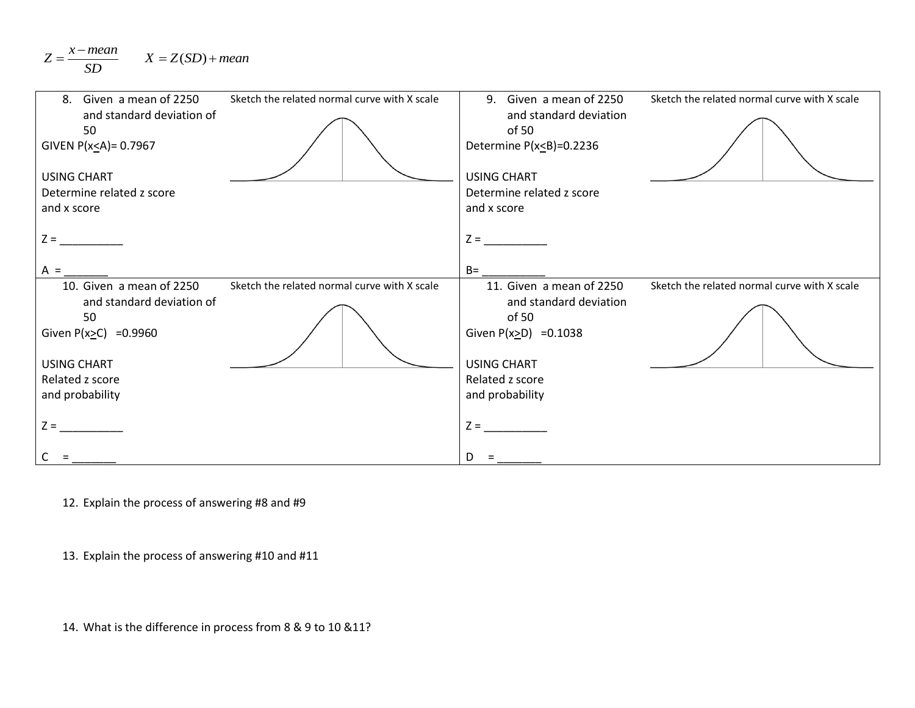$$Z = \frac{x - mean}{SD} \qquad X = Z(SD) + mean$$

| | |
|---|---|
| 8. Given a mean of 2250 and standard deviation of 50<br>GIVEN $P(x \le A) = 0.7967$<br><br>USING CHART<br>Determine related z score and x score<br><br>Z = __________<br><br>A = _______<br><br>Sketch the related normal curve with X scale | 9. Given a mean of 2250 and standard deviation of 50<br>Determine $P(x \le B) = 0.2236$<br><br>USING CHART<br>Determine related z score and x score<br><br>Z = __________<br><br>B= __________<br><br>Sketch the related normal curve with X scale |
| 10. Given a mean of 2250 and standard deviation of 50<br>Given $P(x \ge C) = 0.9960$<br><br>USING CHART<br>Related z score and probability<br><br>Z = __________<br><br>C = _______<br><br>Sketch the related normal curve with X scale | 11. Given a mean of 2250 and standard deviation of 50<br>Given $P(x \ge D) = 0.1038$<br><br>USING CHART<br>Related z score and probability<br><br>Z = __________<br><br>D = _______<br><br>Sketch the related normal curve with X scale |

12. Explain the process of answering #8 and #9

13. Explain the process of answering #10 and #11

14. What is the difference in process from 8 & 9 to 10 &11?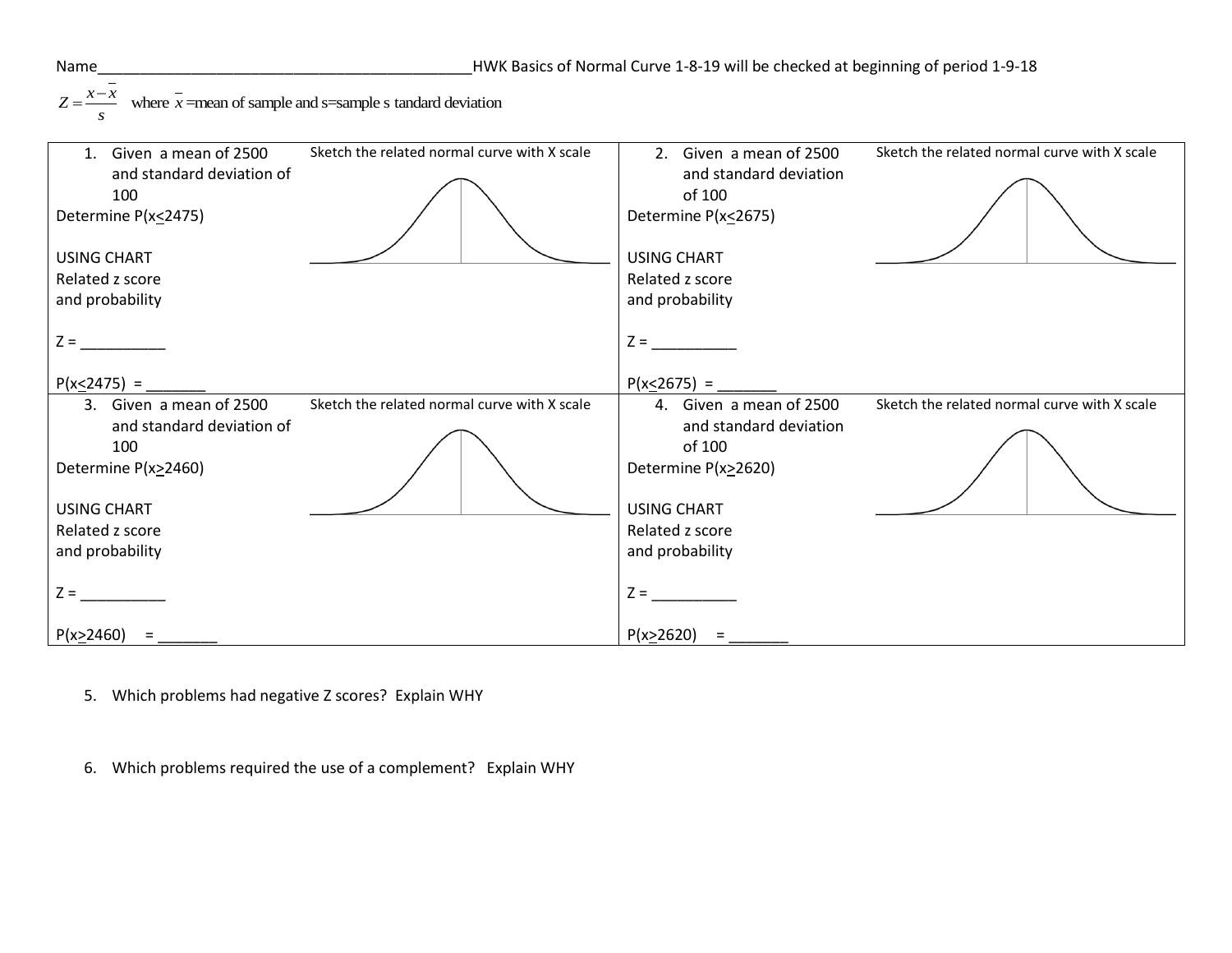Name_____________________________________________HWK Basics of Normal Curve 1-8-19 will be checked at beginning of period 1-9-18

$Z = \frac{x - \bar{x}}{s}$ where $\bar{x}$ =mean of sample and s=sample s tandard deviation

| | |
|---|---|
| 1. Given a mean of 2500 and standard deviation of 100<br>Determine P(x≤2475)<br><br>USING CHART<br>Related z score and probability<br><br>Z = __________<br><br>P(x≤2475) = _______<br><br>Sketch the related normal curve with X scale | 2. Given a mean of 2500 and standard deviation of 100<br>Determine P(x≤2675)<br><br>USING CHART<br>Related z score and probability<br><br>Z = __________<br><br>P(x≤2675) = _______<br><br>Sketch the related normal curve with X scale |
| 3. Given a mean of 2500 and standard deviation of 100<br>Determine P(x≥2460)<br><br>USING CHART<br>Related z score and probability<br><br>Z = __________<br><br>P(x≥2460) = _______<br><br>Sketch the related normal curve with X scale | 4. Given a mean of 2500 and standard deviation of 100<br>Determine P(x≥2620)<br><br>USING CHART<br>Related z score and probability<br><br>Z = __________<br><br>P(x≥2620) = _______<br><br>Sketch the related normal curve with X scale |

5. Which problems had negative Z scores? Explain WHY

6. Which problems required the use of a complement? Explain WHY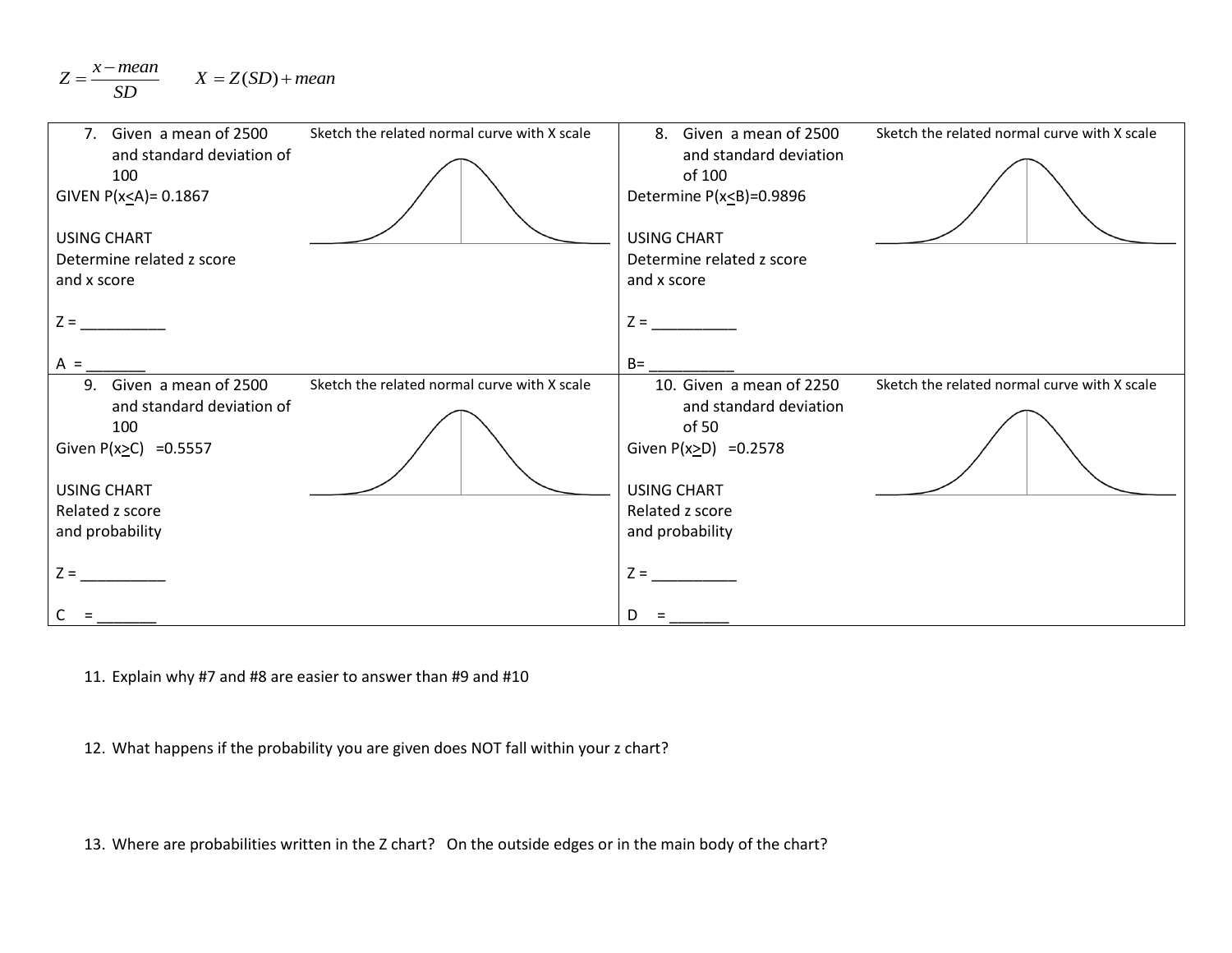$Z = \frac{x - mean}{SD}$     $X = Z(SD) + mean$

| | | | |
|---|---|---|---|
| 7. Given a mean of 2500 and standard deviation of 100<br>GIVEN P(x<u><</u>A)= 0.1867<br><br>USING CHART<br>Determine related z score and x score<br><br>Z = __________<br><br>A = _______ | Sketch the related normal curve with X scale | 8. Given a mean of 2500 and standard deviation of 100<br>Determine P(x<u><</u>B)=0.9896<br><br>USING CHART<br>Determine related z score and x score<br><br>Z = __________<br><br>B= __________ | Sketch the related normal curve with X scale |
| 9. Given a mean of 2500 and standard deviation of 100<br>Given P(x<u>></u>C) =0.5557<br><br>USING CHART<br>Related z score and probability<br><br>Z = __________<br><br>C = _______ | Sketch the related normal curve with X scale | 10. Given a mean of 2250 and standard deviation of 50<br>Given P(x<u>></u>D) =0.2578<br><br>USING CHART<br>Related z score and probability<br><br>Z = __________<br><br>D = _______ | Sketch the related normal curve with X scale |

11. Explain why #7 and #8 are easier to answer than #9 and #10

12. What happens if the probability you are given does NOT fall within your z chart?

13. Where are probabilities written in the Z chart? On the outside edges or in the main body of the chart?